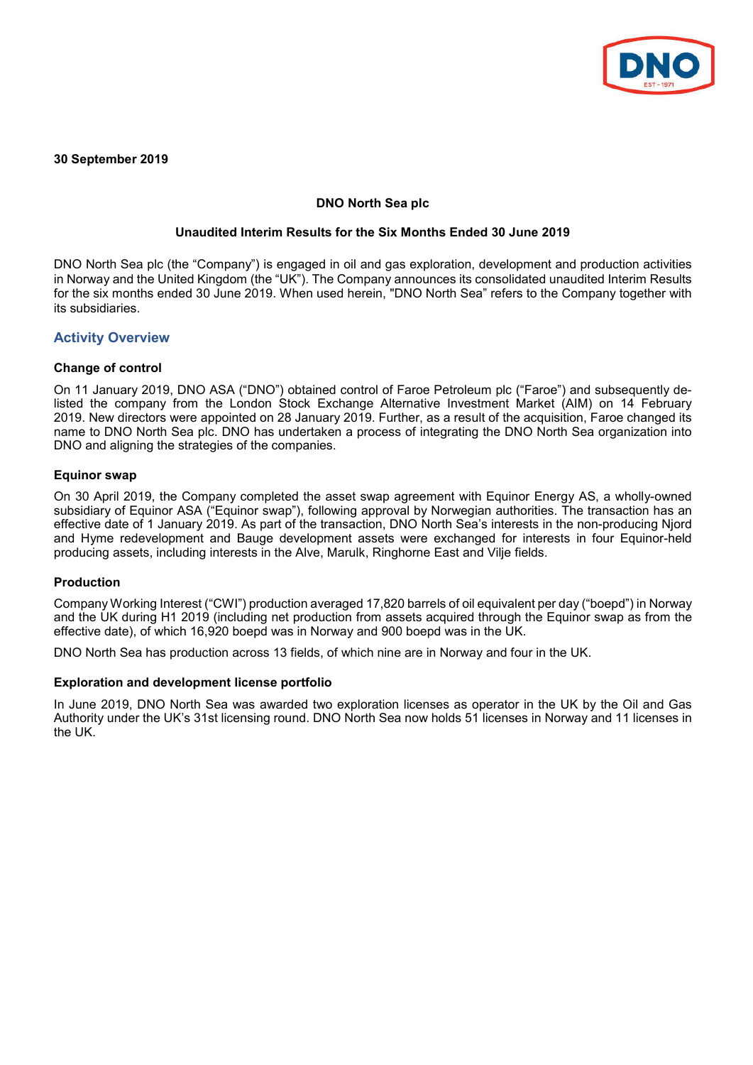**30 September 2019**

**DNO North Sea plc**

**Unaudited Interim Results for the Six Months Ended 30 June 2019**

DNO North Sea plc (the "Company") is engaged in oil and gas exploration, development and production activities in Norway and the United Kingdom (the "UK"). The Company announces its consolidated unaudited Interim Results for the six months ended 30 June 2019. When used herein, "DNO North Sea" refers to the Company together with its subsidiaries.

## Activity Overview

### Change of control

On 11 January 2019, DNO ASA ("DNO") obtained control of Faroe Petroleum plc ("Faroe") and subsequently de-listed the company from the London Stock Exchange Alternative Investment Market (AIM) on 14 February 2019. New directors were appointed on 28 January 2019. Further, as a result of the acquisition, Faroe changed its name to DNO North Sea plc. DNO has undertaken a process of integrating the DNO North Sea organization into DNO and aligning the strategies of the companies.

### Equinor swap

On 30 April 2019, the Company completed the asset swap agreement with Equinor Energy AS, a wholly-owned subsidiary of Equinor ASA ("Equinor swap"), following approval by Norwegian authorities. The transaction has an effective date of 1 January 2019. As part of the transaction, DNO North Sea's interests in the non-producing Njord and Hyme redevelopment and Bauge development assets were exchanged for interests in four Equinor-held producing assets, including interests in the Alve, Marulk, Ringhorne East and Vilje fields.

### Production

Company Working Interest ("CWI") production averaged 17,820 barrels of oil equivalent per day ("boepd") in Norway and the UK during H1 2019 (including net production from assets acquired through the Equinor swap as from the effective date), of which 16,920 boepd was in Norway and 900 boepd was in the UK.

DNO North Sea has production across 13 fields, of which nine are in Norway and four in the UK.

### Exploration and development license portfolio

In June 2019, DNO North Sea was awarded two exploration licenses as operator in the UK by the Oil and Gas Authority under the UK's 31st licensing round. DNO North Sea now holds 51 licenses in Norway and 11 licenses in the UK.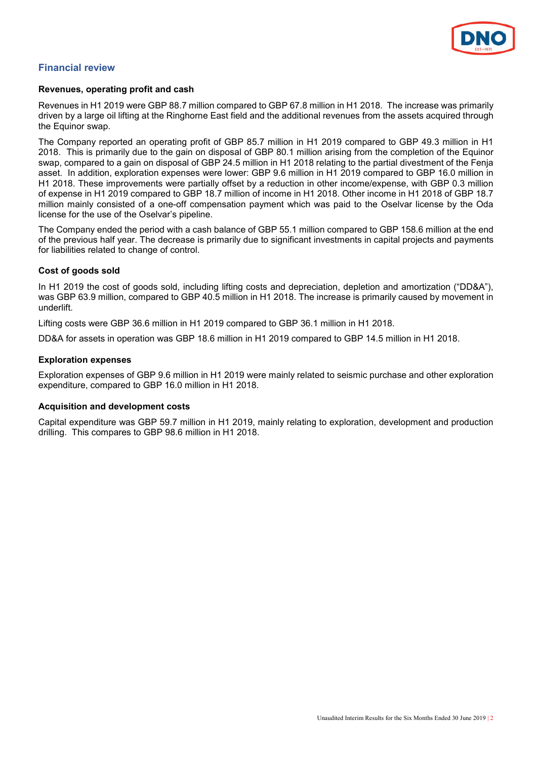## Financial review

### Revenues, operating profit and cash

Revenues in H1 2019 were GBP 88.7 million compared to GBP 67.8 million in H1 2018. The increase was primarily driven by a large oil lifting at the Ringhorne East field and the additional revenues from the assets acquired through the Equinor swap.

The Company reported an operating profit of GBP 85.7 million in H1 2019 compared to GBP 49.3 million in H1 2018. This is primarily due to the gain on disposal of GBP 80.1 million arising from the completion of the Equinor swap, compared to a gain on disposal of GBP 24.5 million in H1 2018 relating to the partial divestment of the Fenja asset. In addition, exploration expenses were lower: GBP 9.6 million in H1 2019 compared to GBP 16.0 million in H1 2018. These improvements were partially offset by a reduction in other income/expense, with GBP 0.3 million of expense in H1 2019 compared to GBP 18.7 million of income in H1 2018. Other income in H1 2018 of GBP 18.7 million mainly consisted of a one-off compensation payment which was paid to the Oselvar license by the Oda license for the use of the Oselvar's pipeline.

The Company ended the period with a cash balance of GBP 55.1 million compared to GBP 158.6 million at the end of the previous half year. The decrease is primarily due to significant investments in capital projects and payments for liabilities related to change of control.

### Cost of goods sold

In H1 2019 the cost of goods sold, including lifting costs and depreciation, depletion and amortization ("DD&A"), was GBP 63.9 million, compared to GBP 40.5 million in H1 2018. The increase is primarily caused by movement in underlift.

Lifting costs were GBP 36.6 million in H1 2019 compared to GBP 36.1 million in H1 2018.

DD&A for assets in operation was GBP 18.6 million in H1 2019 compared to GBP 14.5 million in H1 2018.

### Exploration expenses

Exploration expenses of GBP 9.6 million in H1 2019 were mainly related to seismic purchase and other exploration expenditure, compared to GBP 16.0 million in H1 2018.

### Acquisition and development costs

Capital expenditure was GBP 59.7 million in H1 2019, mainly relating to exploration, development and production drilling. This compares to GBP 98.6 million in H1 2018.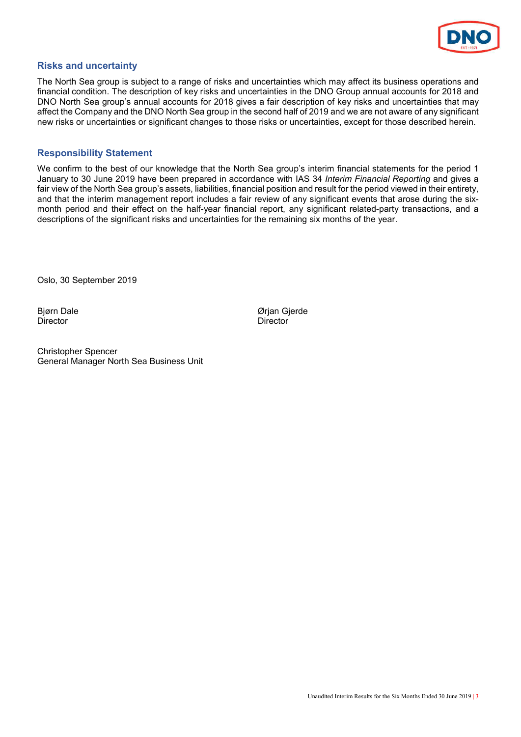## Risks and uncertainty

The North Sea group is subject to a range of risks and uncertainties which may affect its business operations and financial condition. The description of key risks and uncertainties in the DNO Group annual accounts for 2018 and DNO North Sea group's annual accounts for 2018 gives a fair description of key risks and uncertainties that may affect the Company and the DNO North Sea group in the second half of 2019 and we are not aware of any significant new risks or uncertainties or significant changes to those risks or uncertainties, except for those described herein.

## Responsibility Statement

We confirm to the best of our knowledge that the North Sea group's interim financial statements for the period 1 January to 30 June 2019 have been prepared in accordance with IAS 34 *Interim Financial Reporting* and gives a fair view of the North Sea group's assets, liabilities, financial position and result for the period viewed in their entirety, and that the interim management report includes a fair review of any significant events that arose during the six-month period and their effect on the half-year financial report, any significant related-party transactions, and a descriptions of the significant risks and uncertainties for the remaining six months of the year.

Oslo, 30 September 2019

Bjørn Dale
Director

Ørjan Gjerde
Director

Christopher Spencer
General Manager North Sea Business Unit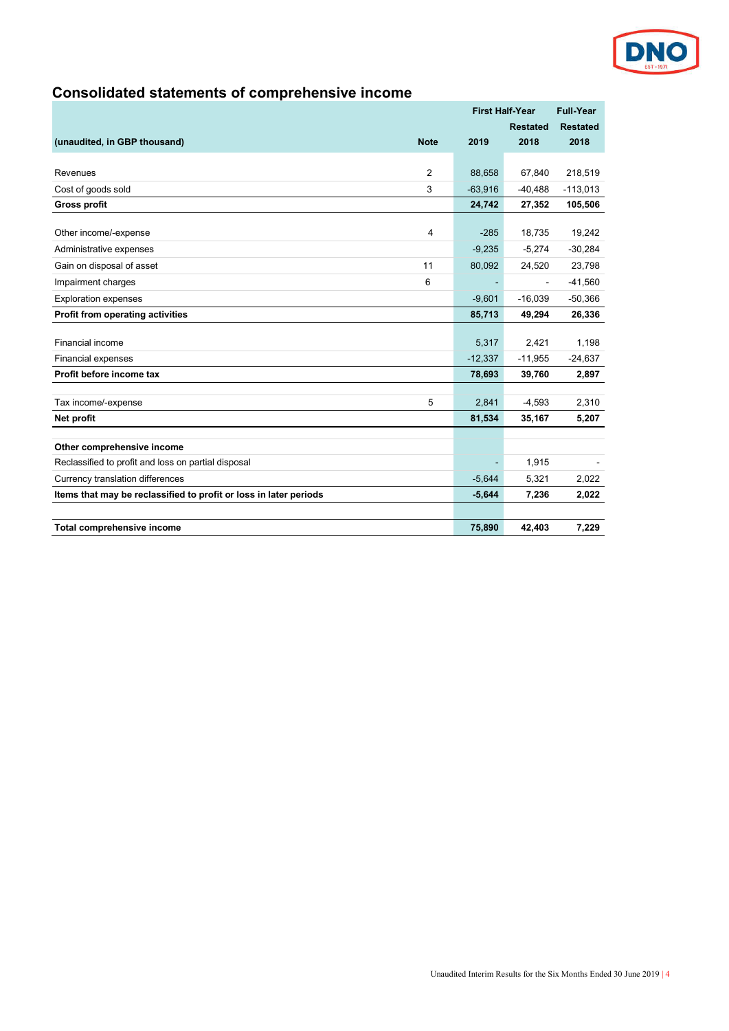## Consolidated statements of comprehensive income

| (unaudited, in GBP thousand) | Note | First Half-Year 2019 | First Half-Year Restated 2018 | Full-Year Restated 2018 |
|---|---|---|---|---|
| Revenues | 2 | 88,658 | 67,840 | 218,519 |
| Cost of goods sold | 3 | -63,916 | -40,488 | -113,013 |
| **Gross profit** | | **24,742** | **27,352** | **105,506** |
| Other income/-expense | 4 | -285 | 18,735 | 19,242 |
| Administrative expenses | | -9,235 | -5,274 | -30,284 |
| Gain on disposal of asset | 11 | 80,092 | 24,520 | 23,798 |
| Impairment charges | 6 | - | - | -41,560 |
| Exploration expenses | | -9,601 | -16,039 | -50,366 |
| **Profit from operating activities** | | **85,713** | **49,294** | **26,336** |
| Financial income | | 5,317 | 2,421 | 1,198 |
| Financial expenses | | -12,337 | -11,955 | -24,637 |
| **Profit before income tax** | | **78,693** | **39,760** | **2,897** |
| Tax income/-expense | 5 | 2,841 | -4,593 | 2,310 |
| **Net profit** | | **81,534** | **35,167** | **5,207** |
| **Other comprehensive income** | | | | |
| Reclassified to profit and loss on partial disposal | | - | 1,915 | - |
| Currency translation differences | | -5,644 | 5,321 | 2,022 |
| **Items that may be reclassified to profit or loss in later periods** | | **-5,644** | **7,236** | **2,022** |
| **Total comprehensive income** | | **75,890** | **42,403** | **7,229** |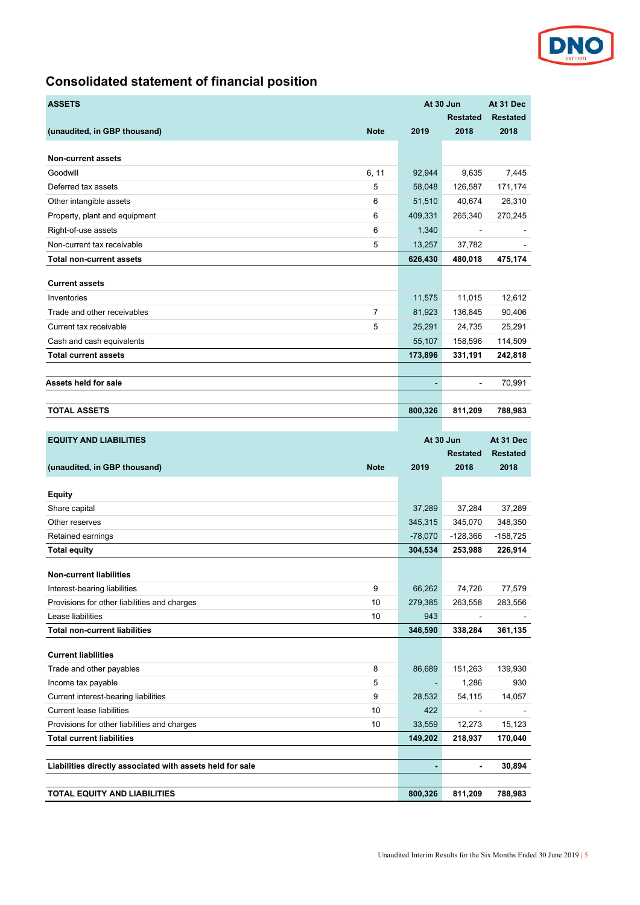# Consolidated statement of financial position

| ASSETS | | At 30 Jun | | At 31 Dec |
|---|---|---|---|---|
| | | | Restated | Restated |
| (unaudited, in GBP thousand) | Note | 2019 | 2018 | 2018 |
| **Non-current assets** | | | | |
| Goodwill | 6, 11 | 92,944 | 9,635 | 7,445 |
| Deferred tax assets | 5 | 58,048 | 126,587 | 171,174 |
| Other intangible assets | 6 | 51,510 | 40,674 | 26,310 |
| Property, plant and equipment | 6 | 409,331 | 265,340 | 270,245 |
| Right-of-use assets | 6 | 1,340 | - | - |
| Non-current tax receivable | 5 | 13,257 | 37,782 | - |
| **Total non-current assets** | | **626,430** | **480,018** | **475,174** |
| **Current assets** | | | | |
| Inventories | | 11,575 | 11,015 | 12,612 |
| Trade and other receivables | 7 | 81,923 | 136,845 | 90,406 |
| Current tax receivable | 5 | 25,291 | 24,735 | 25,291 |
| Cash and cash equivalents | | 55,107 | 158,596 | 114,509 |
| **Total current assets** | | **173,896** | **331,191** | **242,818** |
| **Assets held for sale** | | - | - | 70,991 |
| **TOTAL ASSETS** | | **800,326** | **811,209** | **788,983** |

| EQUITY AND LIABILITIES | | At 30 Jun | | At 31 Dec |
|---|---|---|---|---|
| | | | Restated | Restated |
| (unaudited, in GBP thousand) | Note | 2019 | 2018 | 2018 |
| **Equity** | | | | |
| Share capital | | 37,289 | 37,284 | 37,289 |
| Other reserves | | 345,315 | 345,070 | 348,350 |
| Retained earnings | | -78,070 | -128,366 | -158,725 |
| **Total equity** | | **304,534** | **253,988** | **226,914** |
| **Non-current liabilities** | | | | |
| Interest-bearing liabilities | 9 | 66,262 | 74,726 | 77,579 |
| Provisions for other liabilities and charges | 10 | 279,385 | 263,558 | 283,556 |
| Lease liabilities | 10 | 943 | - | - |
| **Total non-current liabilities** | | **346,590** | **338,284** | **361,135** |
| **Current liabilities** | | | | |
| Trade and other payables | 8 | 86,689 | 151,263 | 139,930 |
| Income tax payable | 5 | - | 1,286 | 930 |
| Current interest-bearing liabilities | 9 | 28,532 | 54,115 | 14,057 |
| Current lease liabilities | 10 | 422 | - | - |
| Provisions for other liabilities and charges | 10 | 33,559 | 12,273 | 15,123 |
| **Total current liabilities** | | **149,202** | **218,937** | **170,040** |
| **Liabilities directly associated with assets held for sale** | | **-** | **-** | **30,894** |
| **TOTAL EQUITY AND LIABILITIES** | | **800,326** | **811,209** | **788,983** |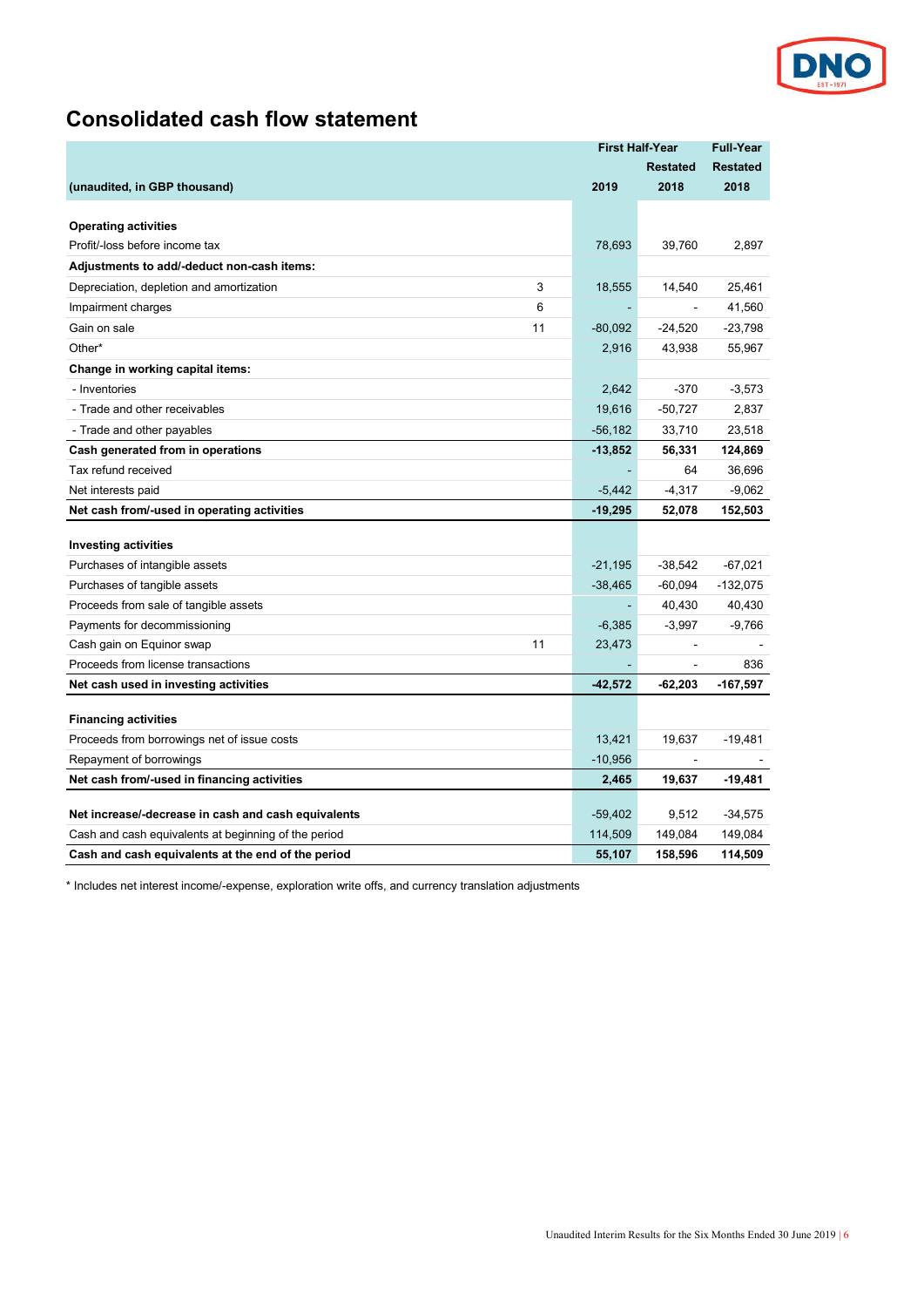# Consolidated cash flow statement

| (unaudited, in GBP thousand) | | First Half-Year 2019 | First Half-Year Restated 2018 | Full-Year Restated 2018 |
|---|---|---|---|---|
| **Operating activities** | | | | |
| Profit/-loss before income tax | | 78,693 | 39,760 | 2,897 |
| **Adjustments to add/-deduct non-cash items:** | | | | |
| Depreciation, depletion and amortization | 3 | 18,555 | 14,540 | 25,461 |
| Impairment charges | 6 | - | - | 41,560 |
| Gain on sale | 11 | -80,092 | -24,520 | -23,798 |
| Other* | | 2,916 | 43,938 | 55,967 |
| **Change in working capital items:** | | | | |
| - Inventories | | 2,642 | -370 | -3,573 |
| - Trade and other receivables | | 19,616 | -50,727 | 2,837 |
| - Trade and other payables | | -56,182 | 33,710 | 23,518 |
| **Cash generated from in operations** | | **-13,852** | **56,331** | **124,869** |
| Tax refund received | | - | 64 | 36,696 |
| Net interests paid | | -5,442 | -4,317 | -9,062 |
| **Net cash from/-used in operating activities** | | **-19,295** | **52,078** | **152,503** |
| | | | | |
| **Investing activities** | | | | |
| Purchases of intangible assets | | -21,195 | -38,542 | -67,021 |
| Purchases of tangible assets | | -38,465 | -60,094 | -132,075 |
| Proceeds from sale of tangible assets | | - | 40,430 | 40,430 |
| Payments for decommissioning | | -6,385 | -3,997 | -9,766 |
| Cash gain on Equinor swap | 11 | 23,473 | - | - |
| Proceeds from license transactions | | - | - | 836 |
| **Net cash used in investing activities** | | **-42,572** | **-62,203** | **-167,597** |
| | | | | |
| **Financing activities** | | | | |
| Proceeds from borrowings net of issue costs | | 13,421 | 19,637 | -19,481 |
| Repayment of borrowings | | -10,956 | - | - |
| **Net cash from/-used in financing activities** | | **2,465** | **19,637** | **-19,481** |
| | | | | |
| **Net increase/-decrease in cash and cash equivalents** | | -59,402 | 9,512 | -34,575 |
| Cash and cash equivalents at beginning of the period | | 114,509 | 149,084 | 149,084 |
| **Cash and cash equivalents at the end of the period** | | **55,107** | **158,596** | **114,509** |

* Includes net interest income/-expense, exploration write offs, and currency translation adjustments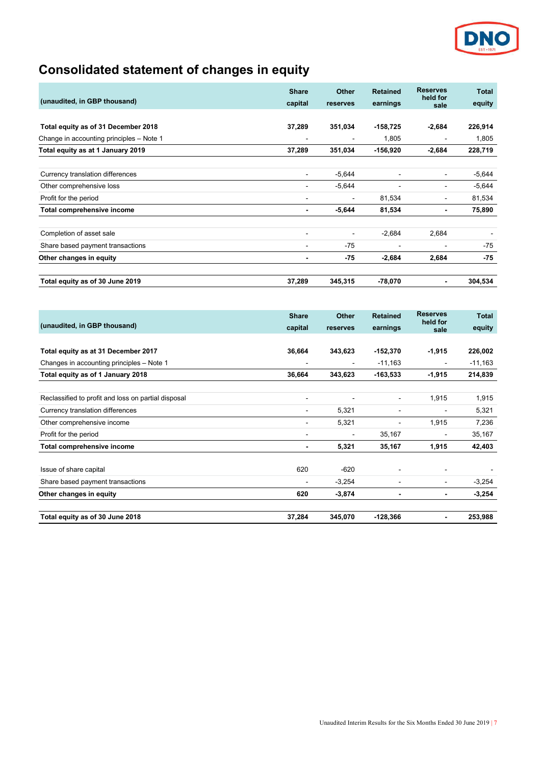# Consolidated statement of changes in equity

| (unaudited, in GBP thousand) | Share capital | Other reserves | Retained earnings | Reserves held for sale | Total equity |
|---|---|---|---|---|---|
| **Total equity as of 31 December 2018** | **37,289** | **351,034** | **-158,725** | **-2,684** | **226,914** |
| Change in accounting principles – Note 1 | - | - | 1,805 | - | 1,805 |
| **Total equity as at 1 January 2019** | **37,289** | **351,034** | **-156,920** | **-2,684** | **228,719** |
| | | | | | |
| Currency translation differences | - | -5,644 | - | - | -5,644 |
| Other comprehensive loss | - | -5,644 | - | - | -5,644 |
| Profit for the period | - | - | 81,534 | - | 81,534 |
| **Total comprehensive income** | **-** | **-5,644** | **81,534** | **-** | **75,890** |
| | | | | | |
| Completion of asset sale | - | - | -2,684 | 2,684 | - |
| Share based payment transactions | - | -75 | - | - | -75 |
| **Other changes in equity** | **-** | **-75** | **-2,684** | **2,684** | **-75** |
| | | | | | |
| **Total equity as of 30 June 2019** | **37,289** | **345,315** | **-78,070** | **-** | **304,534** |

| (unaudited, in GBP thousand) | Share capital | Other reserves | Retained earnings | Reserves held for sale | Total equity |
|---|---|---|---|---|---|
| **Total equity as at 31 December 2017** | **36,664** | **343,623** | **-152,370** | **-1,915** | **226,002** |
| Changes in accounting principles – Note 1 | - | - | -11,163 | - | -11,163 |
| **Total equity as of 1 January 2018** | **36,664** | **343,623** | **-163,533** | **-1,915** | **214,839** |
| | | | | | |
| Reclassified to profit and loss on partial disposal | - | - | - | 1,915 | 1,915 |
| Currency translation differences | - | 5,321 | - | - | 5,321 |
| Other comprehensive income | - | 5,321 | - | 1,915 | 7,236 |
| Profit for the period | - | - | 35,167 | - | 35,167 |
| **Total comprehensive income** | **-** | **5,321** | **35,167** | **1,915** | **42,403** |
| | | | | | |
| Issue of share capital | 620 | -620 | - | - | - |
| Share based payment transactions | - | -3,254 | - | - | -3,254 |
| **Other changes in equity** | **620** | **-3,874** | **-** | **-** | **-3,254** |
| | | | | | |
| **Total equity as of 30 June 2018** | **37,284** | **345,070** | **-128,366** | **-** | **253,988** |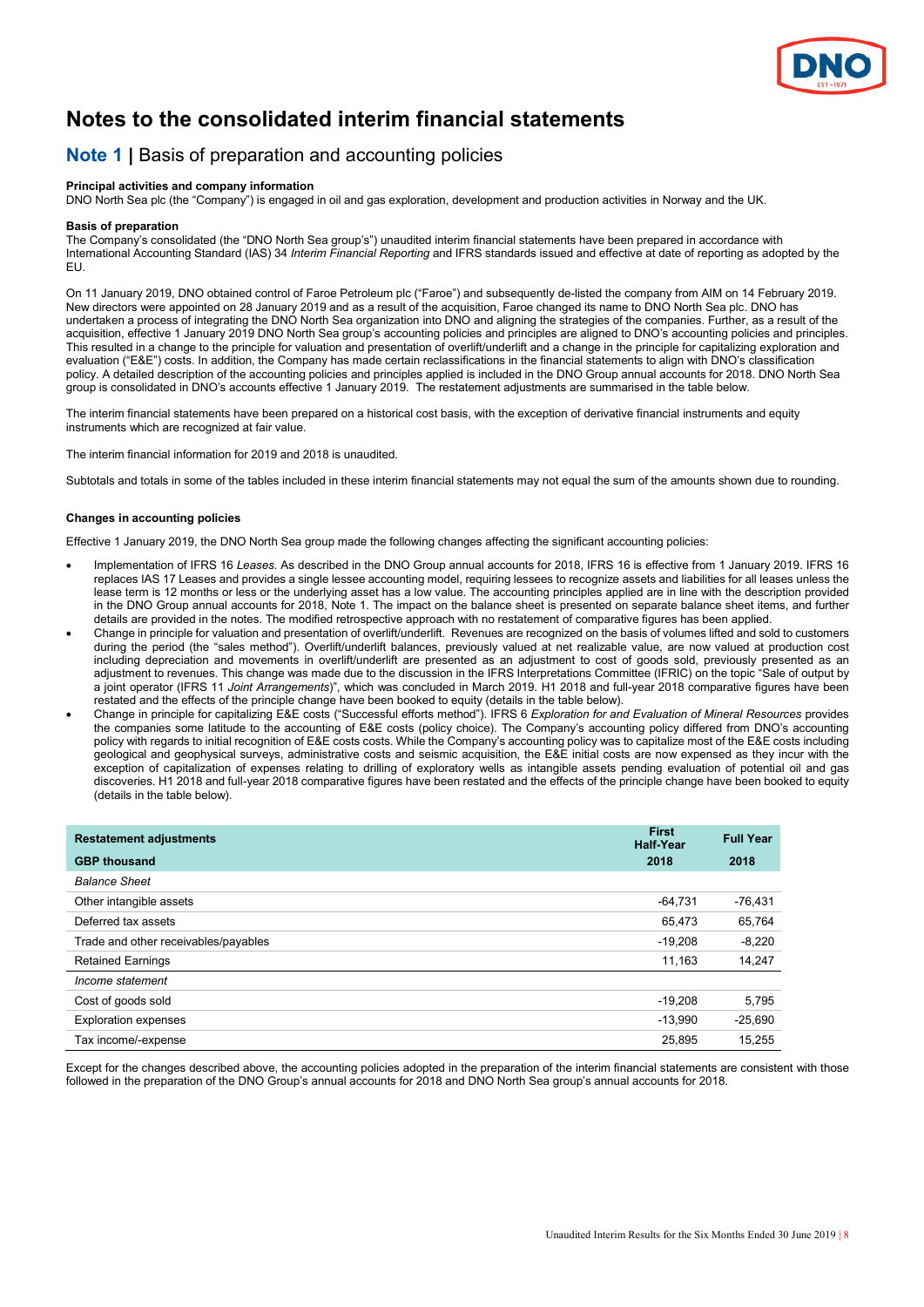# Notes to the consolidated interim financial statements

## Note 1 | Basis of preparation and accounting policies

**Principal activities and company information**
DNO North Sea plc (the "Company") is engaged in oil and gas exploration, development and production activities in Norway and the UK.

**Basis of preparation**
The Company's consolidated (the "DNO North Sea group's") unaudited interim financial statements have been prepared in accordance with International Accounting Standard (IAS) 34 *Interim Financial Reporting* and IFRS standards issued and effective at date of reporting as adopted by the EU.

On 11 January 2019, DNO obtained control of Faroe Petroleum plc ("Faroe") and subsequently de-listed the company from AIM on 14 February 2019. New directors were appointed on 28 January 2019 and as a result of the acquisition, Faroe changed its name to DNO North Sea plc. DNO has undertaken a process of integrating the DNO North Sea organization into DNO and aligning the strategies of the companies. Further, as a result of the acquisition, effective 1 January 2019 DNO North Sea group's accounting policies and principles are aligned to DNO's accounting policies and principles. This resulted in a change to the principle for valuation and presentation of overlift/underlift and a change in the principle for capitalizing exploration and evaluation ("E&E") costs. In addition, the Company has made certain reclassifications in the financial statements to align with DNO's classification policy. A detailed description of the accounting policies and principles applied is included in the DNO Group annual accounts for 2018. DNO North Sea group is consolidated in DNO's accounts effective 1 January 2019. The restatement adjustments are summarised in the table below.

The interim financial statements have been prepared on a historical cost basis, with the exception of derivative financial instruments and equity instruments which are recognized at fair value.

The interim financial information for 2019 and 2018 is unaudited.

Subtotals and totals in some of the tables included in these interim financial statements may not equal the sum of the amounts shown due to rounding.

**Changes in accounting policies**

Effective 1 January 2019, the DNO North Sea group made the following changes affecting the significant accounting policies:

- Implementation of IFRS 16 *Leases.* As described in the DNO Group annual accounts for 2018, IFRS 16 is effective from 1 January 2019. IFRS 16 replaces IAS 17 Leases and provides a single lessee accounting model, requiring lessees to recognize assets and liabilities for all leases unless the lease term is 12 months or less or the underlying asset has a low value. The accounting principles applied are in line with the description provided in the DNO Group annual accounts for 2018, Note 1. The impact on the balance sheet is presented on separate balance sheet items, and further details are provided in the notes. The modified retrospective approach with no restatement of comparative figures has been applied.
- Change in principle for valuation and presentation of overlift/underlift. Revenues are recognized on the basis of volumes lifted and sold to customers during the period (the "sales method"). Overlift/underlift balances, previously valued at net realizable value, are now valued at production cost including depreciation and movements in overlift/underlift are presented as an adjustment to cost of goods sold, previously presented as an adjustment to revenues. This change was made due to the discussion in the IFRS Interpretations Committee (IFRIC) on the topic "Sale of output by a joint operator (IFRS 11 *Joint Arrangements*)", which was concluded in March 2019. H1 2018 and full-year 2018 comparative figures have been restated and the effects of the principle change have been booked to equity (details in the table below).
- Change in principle for capitalizing E&E costs ("Successful efforts method"). IFRS 6 *Exploration for and Evaluation of Mineral Resources* provides the companies some latitude to the accounting of E&E costs (policy choice). The Company's accounting policy differed from DNO's accounting policy with regards to initial recognition of E&E costs costs. While the Company's accounting policy was to capitalize most of the E&E costs including geological and geophysical surveys, administrative costs and seismic acquisition, the E&E initial costs are now expensed as they incur with the exception of capitalization of expenses relating to drilling of exploratory wells as intangible assets pending evaluation of potential oil and gas discoveries. H1 2018 and full-year 2018 comparative figures have been restated and the effects of the principle change have been booked to equity (details in the table below).

| Restatement adjustments | First Half-Year | Full Year |
|---|---|---|
| **GBP thousand** | **2018** | **2018** |
| *Balance Sheet* | | |
| Other intangible assets | -64,731 | -76,431 |
| Deferred tax assets | 65,473 | 65,764 |
| Trade and other receivables/payables | -19,208 | -8,220 |
| Retained Earnings | 11,163 | 14,247 |
| *Income statement* | | |
| Cost of goods sold | -19,208 | 5,795 |
| Exploration expenses | -13,990 | -25,690 |
| Tax income/-expense | 25,895 | 15,255 |

Except for the changes described above, the accounting policies adopted in the preparation of the interim financial statements are consistent with those followed in the preparation of the DNO Group's annual accounts for 2018 and DNO North Sea group's annual accounts for 2018.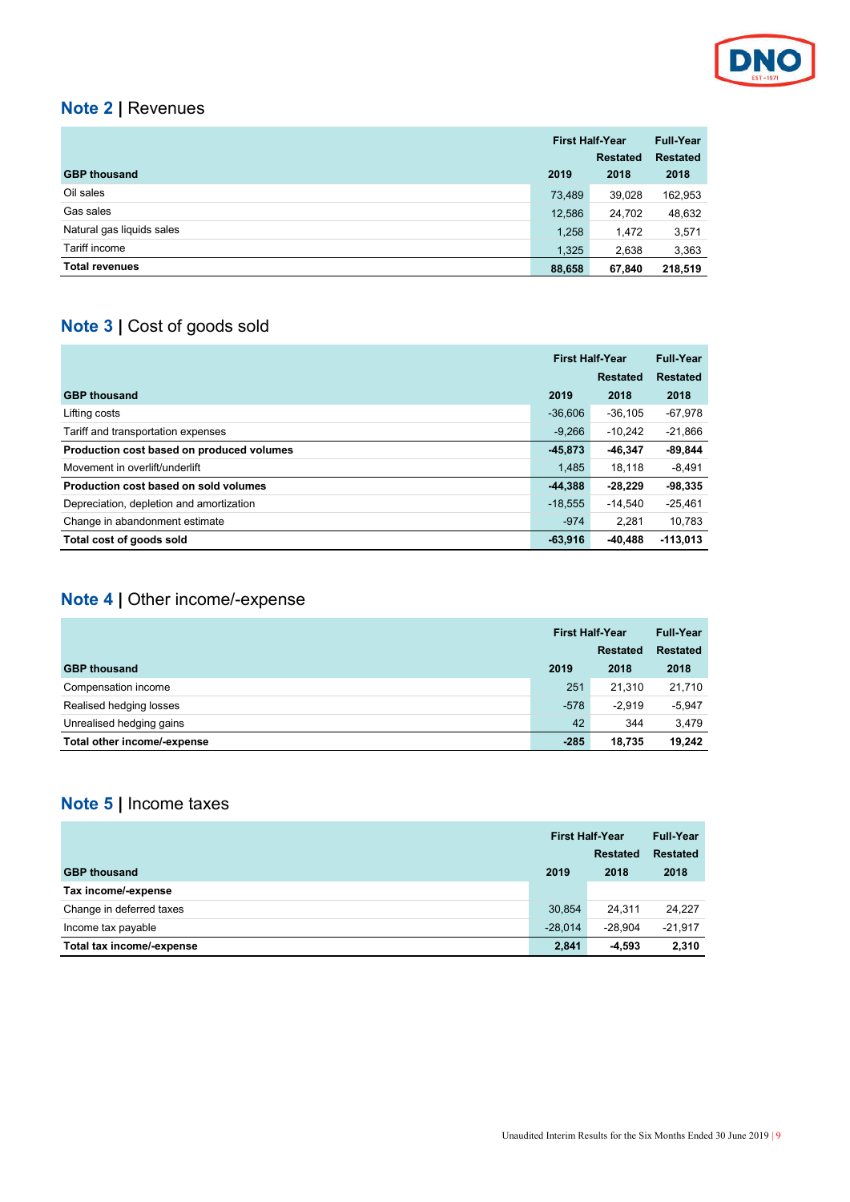## Note 2 | Revenues

| GBP thousand | First Half-Year 2019 | First Half-Year Restated 2018 | Full-Year Restated 2018 |
|---|---|---|---|
| Oil sales | 73,489 | 39,028 | 162,953 |
| Gas sales | 12,586 | 24,702 | 48,632 |
| Natural gas liquids sales | 1,258 | 1,472 | 3,571 |
| Tariff income | 1,325 | 2,638 | 3,363 |
| **Total revenues** | **88,658** | **67,840** | **218,519** |

## Note 3 | Cost of goods sold

| GBP thousand | First Half-Year 2019 | First Half-Year Restated 2018 | Full-Year Restated 2018 |
|---|---|---|---|
| Lifting costs | -36,606 | -36,105 | -67,978 |
| Tariff and transportation expenses | -9,266 | -10,242 | -21,866 |
| **Production cost based on produced volumes** | **-45,873** | **-46,347** | **-89,844** |
| Movement in overlift/underlift | 1,485 | 18,118 | -8,491 |
| **Production cost based on sold volumes** | **-44,388** | **-28,229** | **-98,335** |
| Depreciation, depletion and amortization | -18,555 | -14,540 | -25,461 |
| Change in abandonment estimate | -974 | 2,281 | 10,783 |
| **Total cost of goods sold** | **-63,916** | **-40,488** | **-113,013** |

## Note 4 | Other income/-expense

| GBP thousand | First Half-Year 2019 | First Half-Year Restated 2018 | Full-Year Restated 2018 |
|---|---|---|---|
| Compensation income | 251 | 21,310 | 21,710 |
| Realised hedging losses | -578 | -2,919 | -5,947 |
| Unrealised hedging gains | 42 | 344 | 3,479 |
| **Total other income/-expense** | **-285** | **18,735** | **19,242** |

## Note 5 | Income taxes

| GBP thousand | First Half-Year 2019 | First Half-Year Restated 2018 | Full-Year Restated 2018 |
|---|---|---|---|
| **Tax income/-expense** | | | |
| Change in deferred taxes | 30,854 | 24,311 | 24,227 |
| Income tax payable | -28,014 | -28,904 | -21,917 |
| **Total tax income/-expense** | **2,841** | **-4,593** | **2,310** |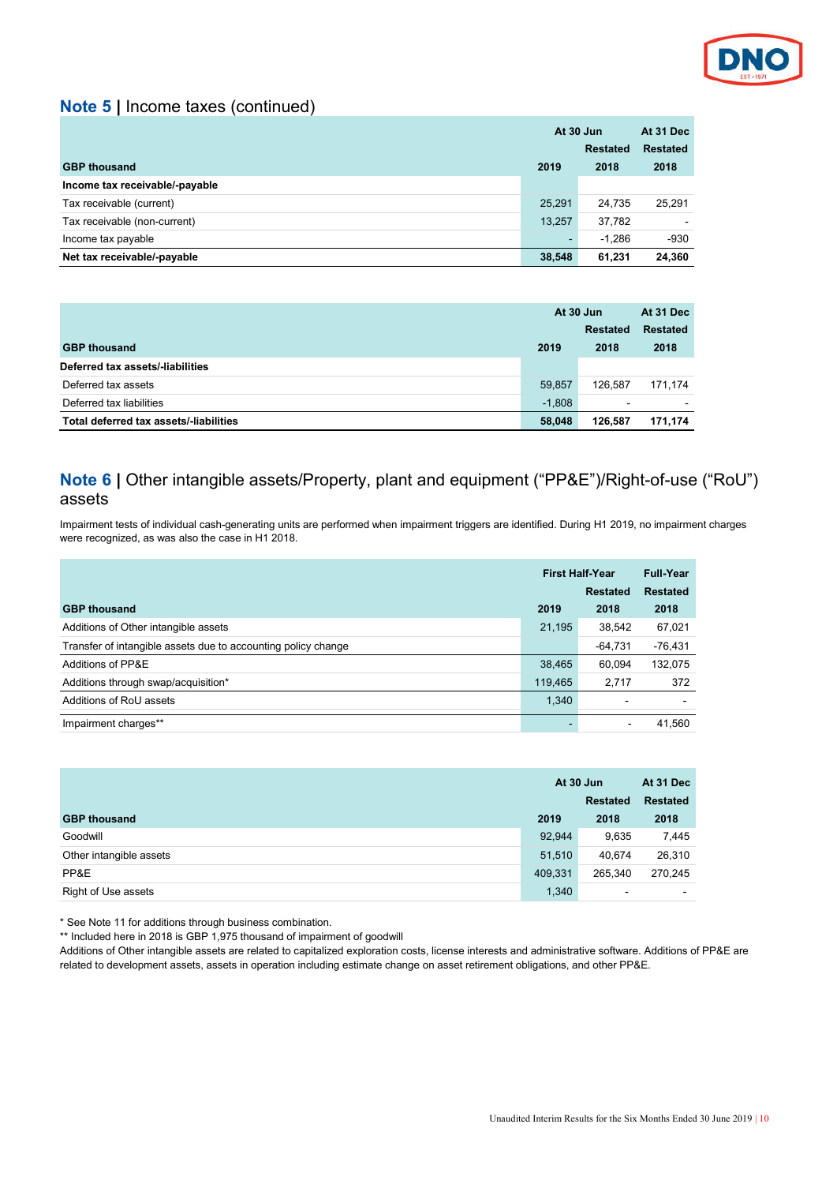## Note 5 | Income taxes (continued)

| GBP thousand | At 30 Jun 2019 | At 30 Jun Restated 2018 | At 31 Dec Restated 2018 |
|---|---|---|---|
| **Income tax receivable/-payable** | | | |
| Tax receivable (current) | 25,291 | 24,735 | 25,291 |
| Tax receivable (non-current) | 13,257 | 37,782 | - |
| Income tax payable | - | -1,286 | -930 |
| **Net tax receivable/-payable** | **38,548** | **61,231** | **24,360** |

| GBP thousand | At 30 Jun 2019 | At 30 Jun Restated 2018 | At 31 Dec Restated 2018 |
|---|---|---|---|
| **Deferred tax assets/-liabilities** | | | |
| Deferred tax assets | 59,857 | 126,587 | 171,174 |
| Deferred tax liabilities | -1,808 | - | - |
| **Total deferred tax assets/-liabilities** | **58,048** | **126,587** | **171,174** |

## Note 6 | Other intangible assets/Property, plant and equipment ("PP&E")/Right-of-use ("RoU") assets

Impairment tests of individual cash-generating units are performed when impairment triggers are identified. During H1 2019, no impairment charges were recognized, as was also the case in H1 2018.

| GBP thousand | First Half-Year 2019 | First Half-Year Restated 2018 | Full-Year Restated 2018 |
|---|---|---|---|
| Additions of Other intangible assets | 21,195 | 38,542 | 67,021 |
| Transfer of intangible assets due to accounting policy change | | -64,731 | -76,431 |
| Additions of PP&E | 38,465 | 60,094 | 132,075 |
| Additions through swap/acquisition* | 119,465 | 2,717 | 372 |
| Additions of RoU assets | 1,340 | - | - |
| Impairment charges** | - | - | 41,560 |

| GBP thousand | At 30 Jun 2019 | At 30 Jun Restated 2018 | At 31 Dec Restated 2018 |
|---|---|---|---|
| Goodwill | 92,944 | 9,635 | 7,445 |
| Other intangible assets | 51,510 | 40,674 | 26,310 |
| PP&E | 409,331 | 265,340 | 270,245 |
| Right of Use assets | 1,340 | - | - |

\* See Note 11 for additions through business combination.

** Included here in 2018 is GBP 1,975 thousand of impairment of goodwill

Additions of Other intangible assets are related to capitalized exploration costs, license interests and administrative software. Additions of PP&E are related to development assets, assets in operation including estimate change on asset retirement obligations, and other PP&E.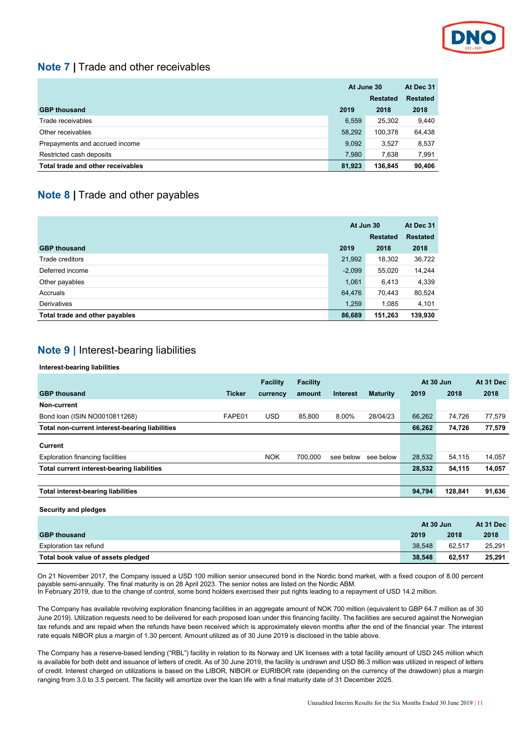## Note 7 | Trade and other receivables

| GBP thousand | At June 30 2019 | Restated 2018 | At Dec 31 Restated 2018 |
|---|---|---|---|
| Trade receivables | 6,559 | 25,302 | 9,440 |
| Other receivables | 58,292 | 100,378 | 64,438 |
| Prepayments and accrued income | 9,092 | 3,527 | 8,537 |
| Restricted cash deposits | 7,980 | 7,638 | 7,991 |
| **Total trade and other receivables** | **81,923** | **136,845** | **90,406** |

## Note 8 | Trade and other payables

| GBP thousand | At Jun 30 2019 | Restated 2018 | At Dec 31 Restated 2018 |
|---|---|---|---|
| Trade creditors | 21,992 | 18,302 | 36,722 |
| Deferred income | -2,099 | 55,020 | 14,244 |
| Other payables | 1,061 | 6,413 | 4,339 |
| Accruals | 64,476 | 70,443 | 80,524 |
| Derivatives | 1,259 | 1,085 | 4,101 |
| **Total trade and other payables** | **86,689** | **151,263** | **139,930** |

## Note 9 | Interest-bearing liabilities

**Interest-bearing liabilities**

| GBP thousand | Ticker | Facility currency | Facility amount | Interest | Maturity | At 30 Jun 2019 | 2018 | At 31 Dec 2018 |
|---|---|---|---|---|---|---|---|---|
| **Non-current** | | | | | | | | |
| Bond loan (ISIN NO0010811268) | FAPE01 | USD | 85,800 | 8.00% | 28/04/23 | 66,262 | 74,726 | 77,579 |
| **Total non-current interest-bearing liabilities** | | | | | | **66,262** | **74,726** | **77,579** |
| **Current** | | | | | | | | |
| Exploration financing facilities | | NOK | 700,000 | see below | see below | 28,532 | 54,115 | 14,057 |
| **Total current interest-bearing liabilities** | | | | | | **28,532** | **54,115** | **14,057** |
| **Total interest-bearing liabilities** | | | | | | **94,794** | **128,841** | **91,636** |

**Security and pledges**

| GBP thousand | At 30 Jun 2019 | 2018 | At 31 Dec 2018 |
|---|---|---|---|
| Exploration tax refund | 38,548 | 62,517 | 25,291 |
| **Total book value of assets pledged** | **38,548** | **62,517** | **25,291** |

On 21 November 2017, the Company issued a USD 100 million senior unsecured bond in the Nordic bond market, with a fixed coupon of 8.00 percent payable semi-annually. The final maturity is on 28 April 2023. The senior notes are listed on the Nordic ABM.
In February 2019, due to the change of control, some bond holders exercised their put rights leading to a repayment of USD 14.2 million.

The Company has available revolving exploration financing facilities in an aggregate amount of NOK 700 million (equivalent to GBP 64.7 million as of 30 June 2019). Utilization requests need to be delivered for each proposed loan under this financing facility. The facilities are secured against the Norwegian tax refunds and are repaid when the refunds have been received which is approximately eleven months after the end of the financial year. The interest rate equals NIBOR plus a margin of 1.30 percent. Amount utilized as of 30 June 2019 is disclosed in the table above.

The Company has a reserve-based lending ("RBL") facility in relation to its Norway and UK licenses with a total facility amount of USD 245 million which is available for both debt and issuance of letters of credit. As of 30 June 2019, the facility is undrawn and USD 86.3 million was utilized in respect of letters of credit. Interest charged on utilizations is based on the LIBOR, NIBOR or EURIBOR rate (depending on the currency of the drawdown) plus a margin ranging from 3.0 to 3.5 percent. The facility will amortize over the loan life with a final maturity date of 31 December 2025.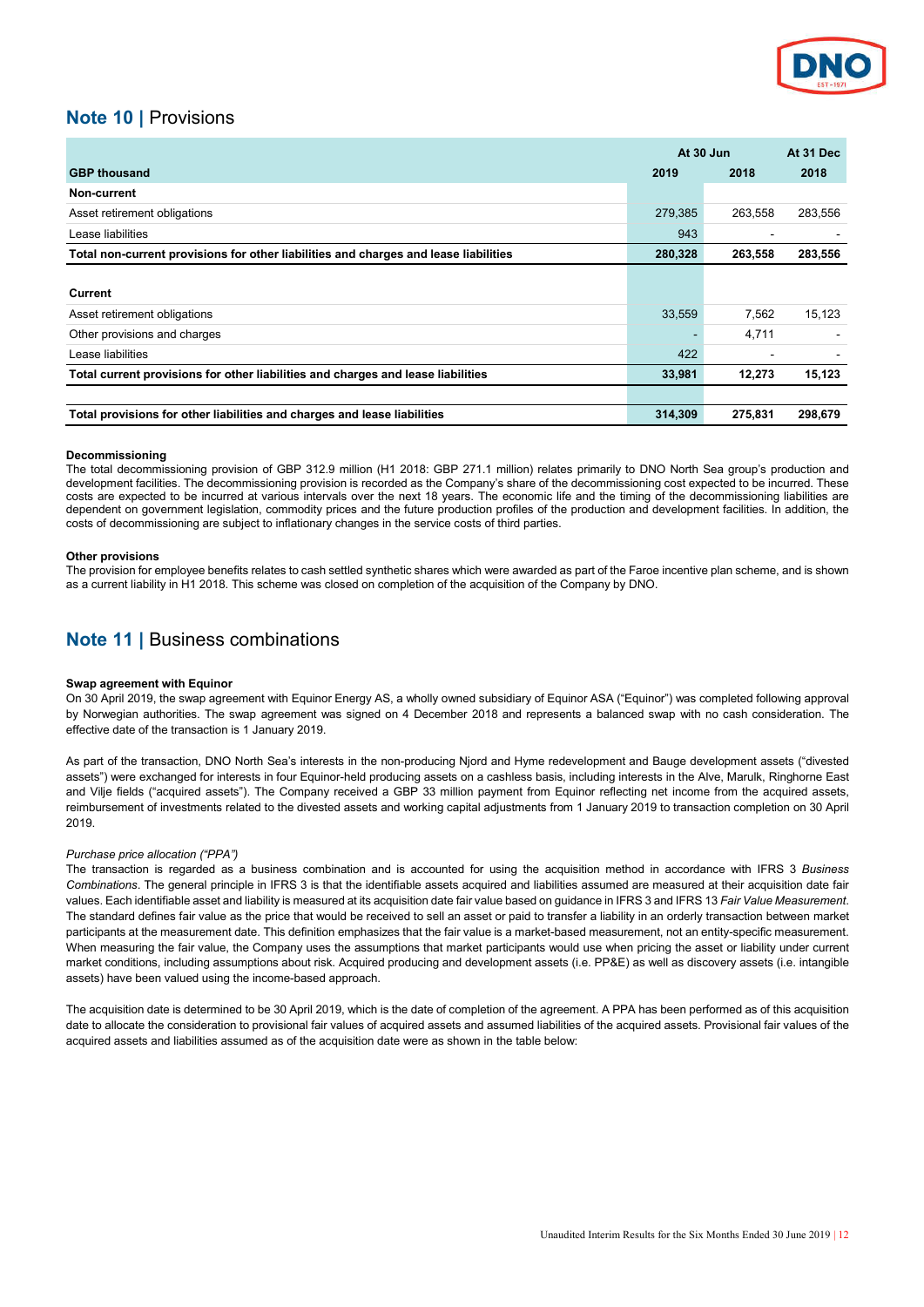## Note 10 | Provisions

| GBP thousand | At 30 Jun 2019 | At 30 Jun 2018 | At 31 Dec 2018 |
|---|---|---|---|
| **Non-current** | | | |
| Asset retirement obligations | 279,385 | 263,558 | 283,556 |
| Lease liabilities | 943 | - | - |
| **Total non-current provisions for other liabilities and charges and lease liabilities** | **280,328** | **263,558** | **283,556** |
| | | | |
| **Current** | | | |
| Asset retirement obligations | 33,559 | 7,562 | 15,123 |
| Other provisions and charges | - | 4,711 | - |
| Lease liabilities | 422 | - | - |
| **Total current provisions for other liabilities and charges and lease liabilities** | **33,981** | **12,273** | **15,123** |
| | | | |
| **Total provisions for other liabilities and charges and lease liabilities** | **314,309** | **275,831** | **298,679** |

**Decommissioning**

The total decommissioning provision of GBP 312.9 million (H1 2018: GBP 271.1 million) relates primarily to DNO North Sea group's production and development facilities. The decommissioning provision is recorded as the Company's share of the decommissioning cost expected to be incurred. These costs are expected to be incurred at various intervals over the next 18 years. The economic life and the timing of the decommissioning liabilities are dependent on government legislation, commodity prices and the future production profiles of the production and development facilities. In addition, the costs of decommissioning are subject to inflationary changes in the service costs of third parties.

**Other provisions**

The provision for employee benefits relates to cash settled synthetic shares which were awarded as part of the Faroe incentive plan scheme, and is shown as a current liability in H1 2018. This scheme was closed on completion of the acquisition of the Company by DNO.

## Note 11 | Business combinations

**Swap agreement with Equinor**

On 30 April 2019, the swap agreement with Equinor Energy AS, a wholly owned subsidiary of Equinor ASA ("Equinor") was completed following approval by Norwegian authorities. The swap agreement was signed on 4 December 2018 and represents a balanced swap with no cash consideration. The effective date of the transaction is 1 January 2019.

As part of the transaction, DNO North Sea's interests in the non-producing Njord and Hyme redevelopment and Bauge development assets ("divested assets") were exchanged for interests in four Equinor-held producing assets on a cashless basis, including interests in the Alve, Marulk, Ringhorne East and Vilje fields ("acquired assets"). The Company received a GBP 33 million payment from Equinor reflecting net income from the acquired assets, reimbursement of investments related to the divested assets and working capital adjustments from 1 January 2019 to transaction completion on 30 April 2019.

*Purchase price allocation ("PPA")*

The transaction is regarded as a business combination and is accounted for using the acquisition method in accordance with IFRS 3 *Business Combinations*. The general principle in IFRS 3 is that the identifiable assets acquired and liabilities assumed are measured at their acquisition date fair values. Each identifiable asset and liability is measured at its acquisition date fair value based on guidance in IFRS 3 and IFRS 13 *Fair Value Measurement*. The standard defines fair value as the price that would be received to sell an asset or paid to transfer a liability in an orderly transaction between market participants at the measurement date. This definition emphasizes that the fair value is a market-based measurement, not an entity-specific measurement. When measuring the fair value, the Company uses the assumptions that market participants would use when pricing the asset or liability under current market conditions, including assumptions about risk. Acquired producing and development assets (i.e. PP&E) as well as discovery assets (i.e. intangible assets) have been valued using the income-based approach.

The acquisition date is determined to be 30 April 2019, which is the date of completion of the agreement. A PPA has been performed as of this acquisition date to allocate the consideration to provisional fair values of acquired assets and assumed liabilities of the acquired assets. Provisional fair values of the acquired assets and liabilities assumed as of the acquisition date were as shown in the table below: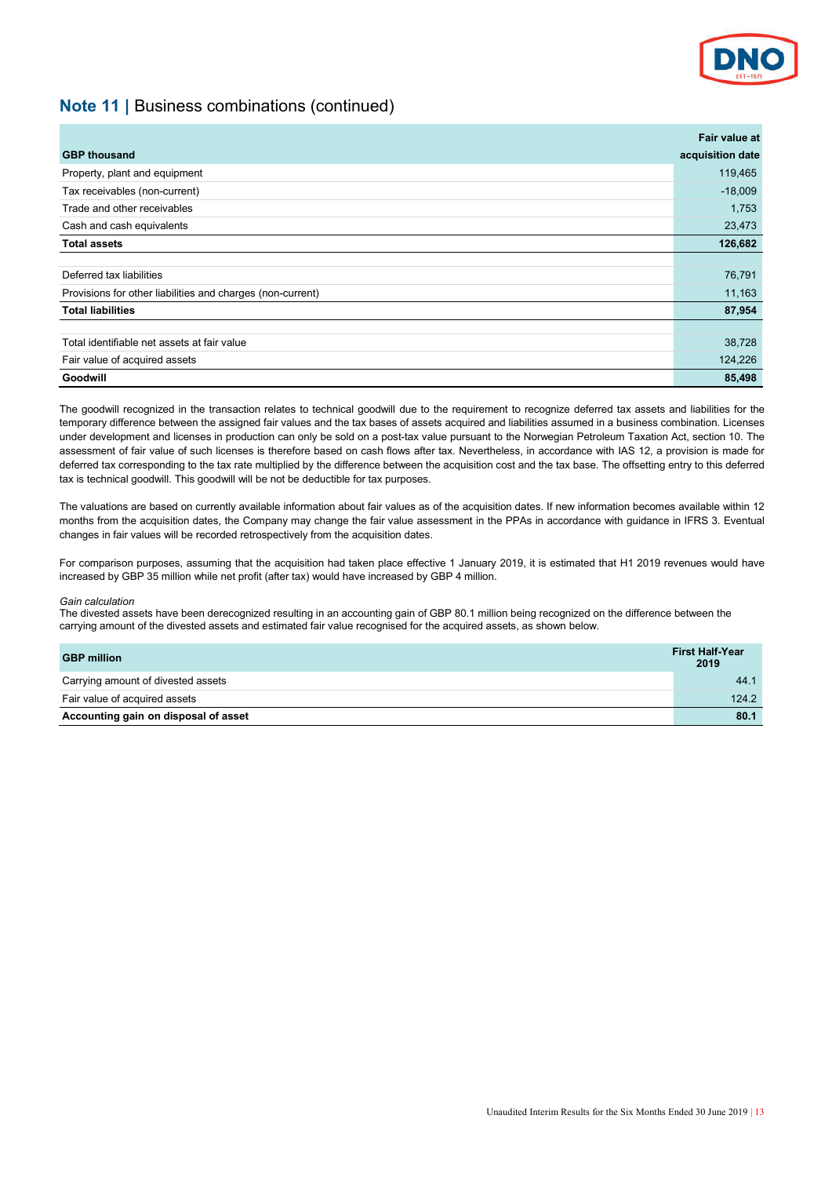## Note 11 | Business combinations (continued)

| GBP thousand | Fair value at acquisition date |
|---|---|
| Property, plant and equipment | 119,465 |
| Tax receivables (non-current) | -18,009 |
| Trade and other receivables | 1,753 |
| Cash and cash equivalents | 23,473 |
| **Total assets** | **126,682** |
| | |
| Deferred tax liabilities | 76,791 |
| Provisions for other liabilities and charges (non-current) | 11,163 |
| **Total liabilities** | **87,954** |
| | |
| Total identifiable net assets at fair value | 38,728 |
| Fair value of acquired assets | 124,226 |
| **Goodwill** | **85,498** |

The goodwill recognized in the transaction relates to technical goodwill due to the requirement to recognize deferred tax assets and liabilities for the temporary difference between the assigned fair values and the tax bases of assets acquired and liabilities assumed in a business combination. Licenses under development and licenses in production can only be sold on a post-tax value pursuant to the Norwegian Petroleum Taxation Act, section 10. The assessment of fair value of such licenses is therefore based on cash flows after tax. Nevertheless, in accordance with IAS 12, a provision is made for deferred tax corresponding to the tax rate multiplied by the difference between the acquisition cost and the tax base. The offsetting entry to this deferred tax is technical goodwill. This goodwill will be not be deductible for tax purposes.

The valuations are based on currently available information about fair values as of the acquisition dates. If new information becomes available within 12 months from the acquisition dates, the Company may change the fair value assessment in the PPAs in accordance with guidance in IFRS 3. Eventual changes in fair values will be recorded retrospectively from the acquisition dates.

For comparison purposes, assuming that the acquisition had taken place effective 1 January 2019, it is estimated that H1 2019 revenues would have increased by GBP 35 million while net profit (after tax) would have increased by GBP 4 million.

*Gain calculation*

The divested assets have been derecognized resulting in an accounting gain of GBP 80.1 million being recognized on the difference between the carrying amount of the divested assets and estimated fair value recognised for the acquired assets, as shown below.

| GBP million | First Half-Year 2019 |
|---|---|
| Carrying amount of divested assets | 44.1 |
| Fair value of acquired assets | 124.2 |
| **Accounting gain on disposal of asset** | **80.1** |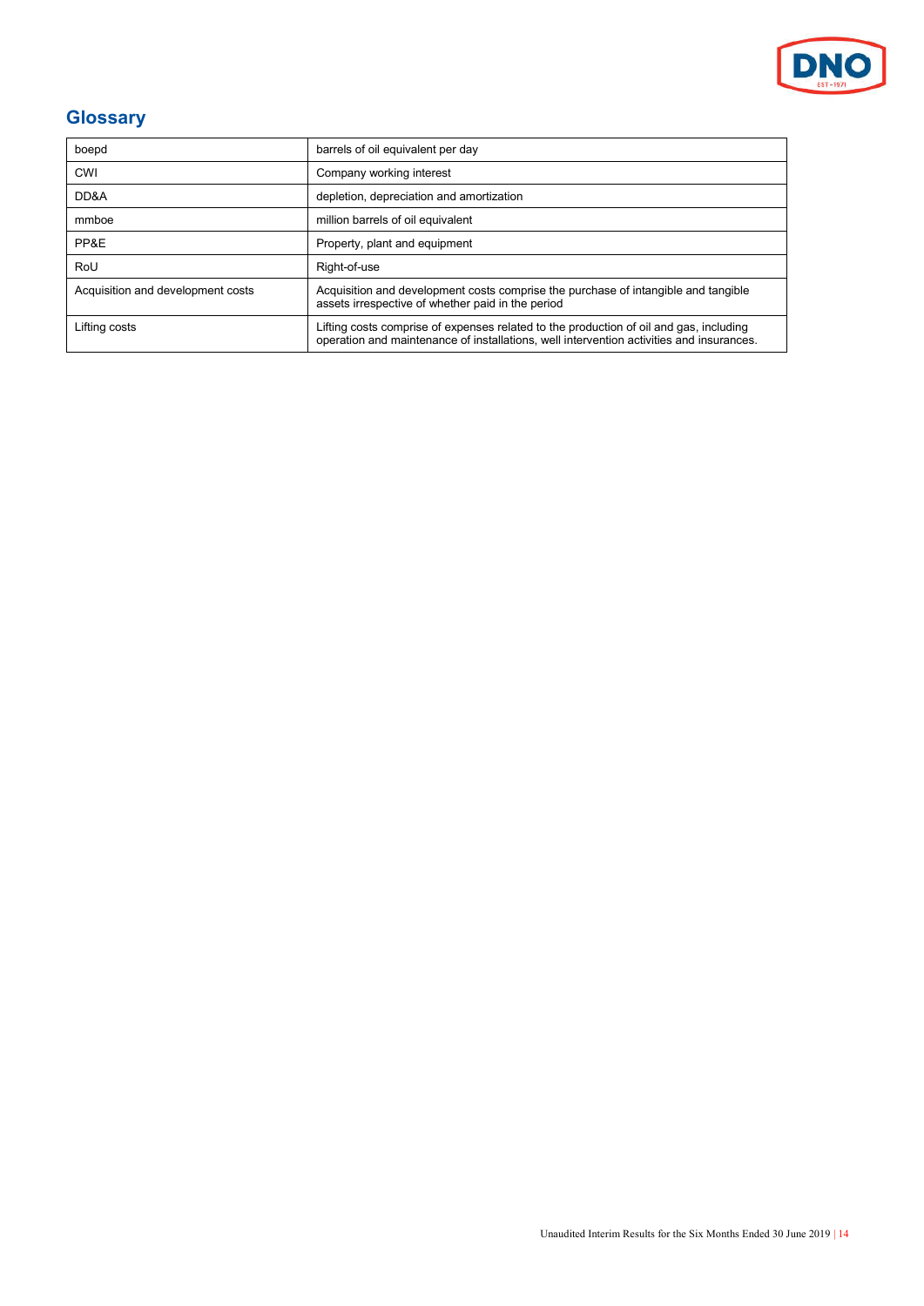## Glossary

| | |
|---|---|
| boepd | barrels of oil equivalent per day |
| CWI | Company working interest |
| DD&A | depletion, depreciation and amortization |
| mmboe | million barrels of oil equivalent |
| PP&E | Property, plant and equipment |
| RoU | Right-of-use |
| Acquisition and development costs | Acquisition and development costs comprise the purchase of intangible and tangible assets irrespective of whether paid in the period |
| Lifting costs | Lifting costs comprise of expenses related to the production of oil and gas, including operation and maintenance of installations, well intervention activities and insurances. |